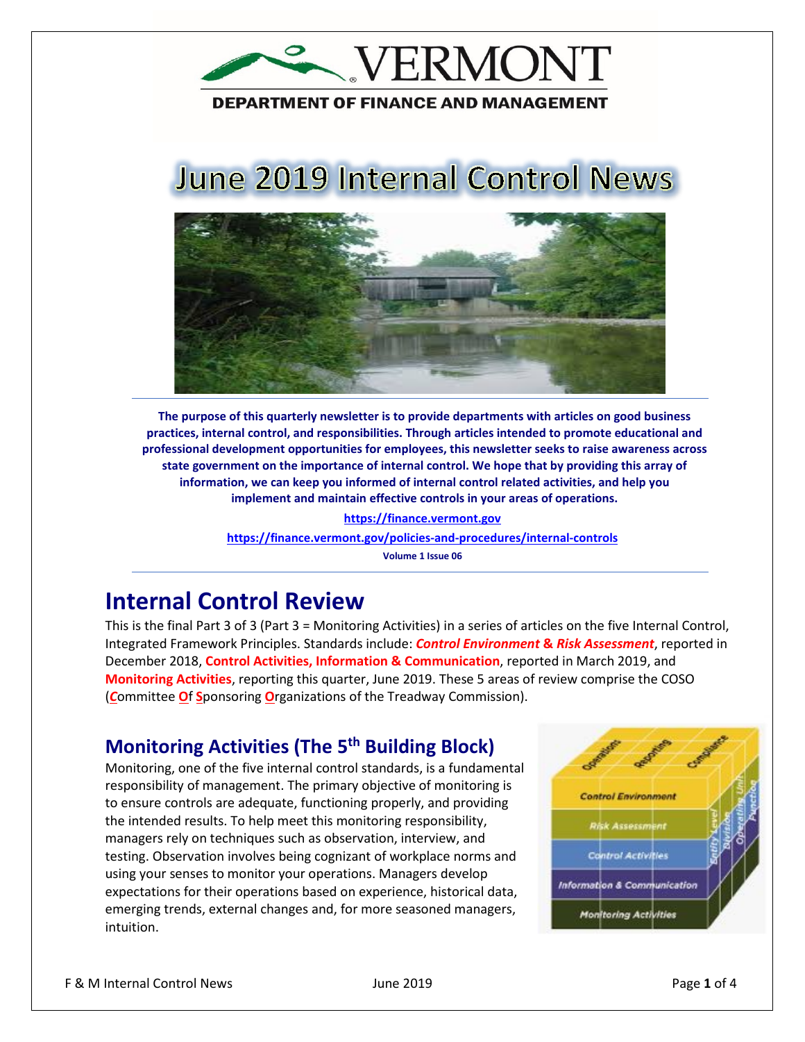VERMONT

DEPARTMENT OF FINANCE AND MANAGEMENT

# June 2019 Internal Control News

**The purpose of this quarterly newsletter is to provide departments with articles on good business practices, internal control, and responsibilities. Through articles intended to promote educational and professional development opportunities for employees, this newsletter seeks to raise awareness across state government on the importance of internal control. We hope that by providing this array of information, we can keep you informed of internal control related activities, and help you implement and maintain effective controls in your areas of operations.**

**https://finance.vermont.gov**

**https://finance.vermont.gov/policies-and-procedures/internal-controls**

**Volume 1 Issue 06**

## Internal Control Review

This is the final Part 3 of 3 (Part 3 = Monitoring Activities) in a series of articles on the five Internal Control, Integrated Framework Principles. Standards include: ***Control Environment* & *Risk Assessment***, reported in December 2018, **Control Activities, Information & Communication**, reported in March 2019, and **Monitoring Activities**, reporting this quarter, June 2019. These 5 areas of review comprise the COSO (***C***ommittee **O**f **S**ponsoring **O**rganizations of the Treadway Commission).

### Monitoring Activities (The 5th Building Block)

Monitoring, one of the five internal control standards, is a fundamental responsibility of management. The primary objective of monitoring is to ensure controls are adequate, functioning properly, and providing the intended results. To help meet this monitoring responsibility, managers rely on techniques such as observation, interview, and testing. Observation involves being cognizant of workplace norms and using your senses to monitor your operations. Managers develop expectations for their operations based on experience, historical data, emerging trends, external changes and, for more seasoned managers, intuition.

Operations
Reporting
Compliance
Control Environment
Risk Assessment
Control Activities
Information & Communication
Monitoring Activities
Entity Level
Division
Operating Unit
Function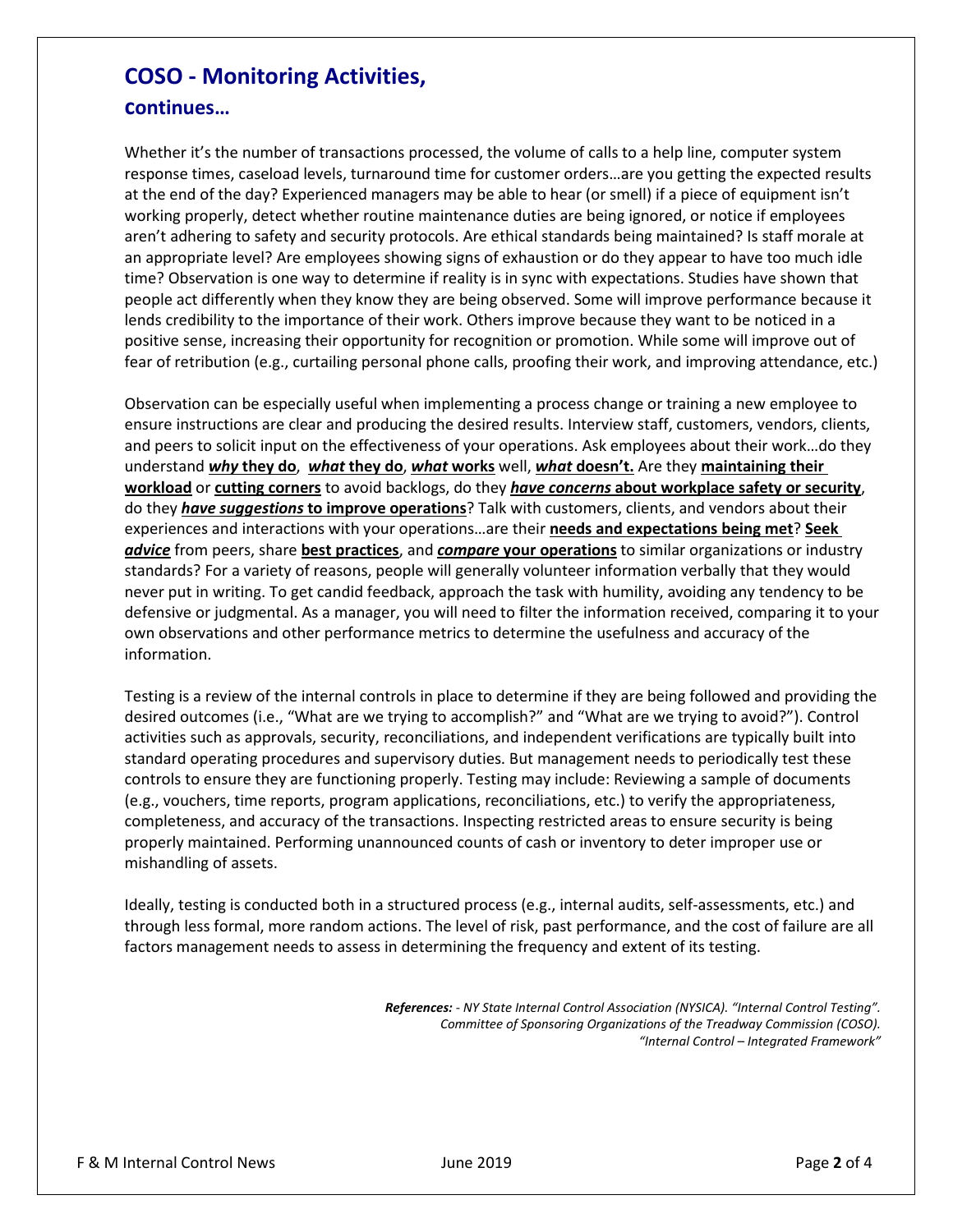## COSO - Monitoring Activities,
### continues…

Whether it's the number of transactions processed, the volume of calls to a help line, computer system response times, caseload levels, turnaround time for customer orders…are you getting the expected results at the end of the day? Experienced managers may be able to hear (or smell) if a piece of equipment isn't working properly, detect whether routine maintenance duties are being ignored, or notice if employees aren't adhering to safety and security protocols. Are ethical standards being maintained? Is staff morale at an appropriate level? Are employees showing signs of exhaustion or do they appear to have too much idle time? Observation is one way to determine if reality is in sync with expectations. Studies have shown that people act differently when they know they are being observed. Some will improve performance because it lends credibility to the importance of their work. Others improve because they want to be noticed in a positive sense, increasing their opportunity for recognition or promotion. While some will improve out of fear of retribution (e.g., curtailing personal phone calls, proofing their work, and improving attendance, etc.)

Observation can be especially useful when implementing a process change or training a new employee to ensure instructions are clear and producing the desired results. Interview staff, customers, vendors, clients, and peers to solicit input on the effectiveness of your operations. Ask employees about their work…do they understand ***why* they do**, ***what* they do**, ***what* works** well, ***what* doesn't.** Are they **maintaining their workload** or **cutting corners** to avoid backlogs, do they ***have concerns* about workplace safety or security**, do they ***have suggestions* to improve operations**? Talk with customers, clients, and vendors about their experiences and interactions with your operations…are their **needs and expectations being met**? **Seek *advice*** from peers, share **best practices**, and ***compare* your operations** to similar organizations or industry standards? For a variety of reasons, people will generally volunteer information verbally that they would never put in writing. To get candid feedback, approach the task with humility, avoiding any tendency to be defensive or judgmental. As a manager, you will need to filter the information received, comparing it to your own observations and other performance metrics to determine the usefulness and accuracy of the information.

Testing is a review of the internal controls in place to determine if they are being followed and providing the desired outcomes (i.e., "What are we trying to accomplish?" and "What are we trying to avoid?"). Control activities such as approvals, security, reconciliations, and independent verifications are typically built into standard operating procedures and supervisory duties. But management needs to periodically test these controls to ensure they are functioning properly. Testing may include: Reviewing a sample of documents (e.g., vouchers, time reports, program applications, reconciliations, etc.) to verify the appropriateness, completeness, and accuracy of the transactions. Inspecting restricted areas to ensure security is being properly maintained. Performing unannounced counts of cash or inventory to deter improper use or mishandling of assets.

Ideally, testing is conducted both in a structured process (e.g., internal audits, self-assessments, etc.) and through less formal, more random actions. The level of risk, past performance, and the cost of failure are all factors management needs to assess in determining the frequency and extent of its testing.

***References:*** *- NY State Internal Control Association (NYSICA). "Internal Control Testing". Committee of Sponsoring Organizations of the Treadway Commission (COSO). "Internal Control – Integrated Framework"*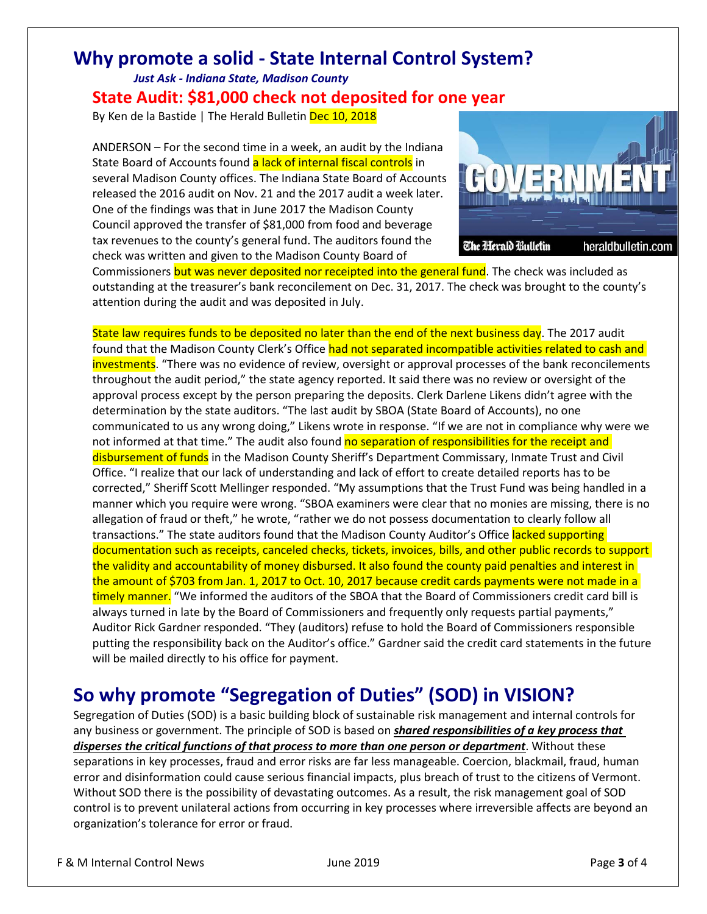# Why promote a solid - State Internal Control System?

***Just Ask - Indiana State, Madison County***

## State Audit: $81,000 check not deposited for one year

By Ken de la Bastide | The Herald Bulletin Dec 10, 2018

ANDERSON – For the second time in a week, an audit by the Indiana State Board of Accounts found a lack of internal fiscal controls in several Madison County offices. The Indiana State Board of Accounts released the 2016 audit on Nov. 21 and the 2017 audit a week later. One of the findings was that in June 2017 the Madison County Council approved the transfer of $81,000 from food and beverage tax revenues to the county's general fund. The auditors found the check was written and given to the Madison County Board of Commissioners but was never deposited nor receipted into the general fund. The check was included as outstanding at the treasurer's bank reconcilement on Dec. 31, 2017. The check was brought to the county's attention during the audit and was deposited in July.

State law requires funds to be deposited no later than the end of the next business day. The 2017 audit found that the Madison County Clerk's Office had not separated incompatible activities related to cash and investments. "There was no evidence of review, oversight or approval processes of the bank reconcilements throughout the audit period," the state agency reported. It said there was no review or oversight of the approval process except by the person preparing the deposits. Clerk Darlene Likens didn't agree with the determination by the state auditors. "The last audit by SBOA (State Board of Accounts), no one communicated to us any wrong doing," Likens wrote in response. "If we are not in compliance why were we not informed at that time." The audit also found no separation of responsibilities for the receipt and disbursement of funds in the Madison County Sheriff's Department Commissary, Inmate Trust and Civil Office. "I realize that our lack of understanding and lack of effort to create detailed reports has to be corrected," Sheriff Scott Mellinger responded. "My assumptions that the Trust Fund was being handled in a manner which you require were wrong. "SBOA examiners were clear that no monies are missing, there is no allegation of fraud or theft," he wrote, "rather we do not possess documentation to clearly follow all transactions." The state auditors found that the Madison County Auditor's Office lacked supporting documentation such as receipts, canceled checks, tickets, invoices, bills, and other public records to support the validity and accountability of money disbursed. It also found the county paid penalties and interest in the amount of $703 from Jan. 1, 2017 to Oct. 10, 2017 because credit cards payments were not made in a timely manner. "We informed the auditors of the SBOA that the Board of Commissioners credit card bill is always turned in late by the Board of Commissioners and frequently only requests partial payments," Auditor Rick Gardner responded. "They (auditors) refuse to hold the Board of Commissioners responsible putting the responsibility back on the Auditor's office." Gardner said the credit card statements in the future will be mailed directly to his office for payment.

# So why promote "Segregation of Duties" (SOD) in VISION?

Segregation of Duties (SOD) is a basic building block of sustainable risk management and internal controls for any business or government. The principle of SOD is based on ***shared responsibilities of a key process that disperses the critical functions of that process to more than one person or department***. Without these separations in key processes, fraud and error risks are far less manageable. Coercion, blackmail, fraud, human error and disinformation could cause serious financial impacts, plus breach of trust to the citizens of Vermont. Without SOD there is the possibility of devastating outcomes. As a result, the risk management goal of SOD control is to prevent unilateral actions from occurring in key processes where irreversible affects are beyond an organization's tolerance for error or fraud.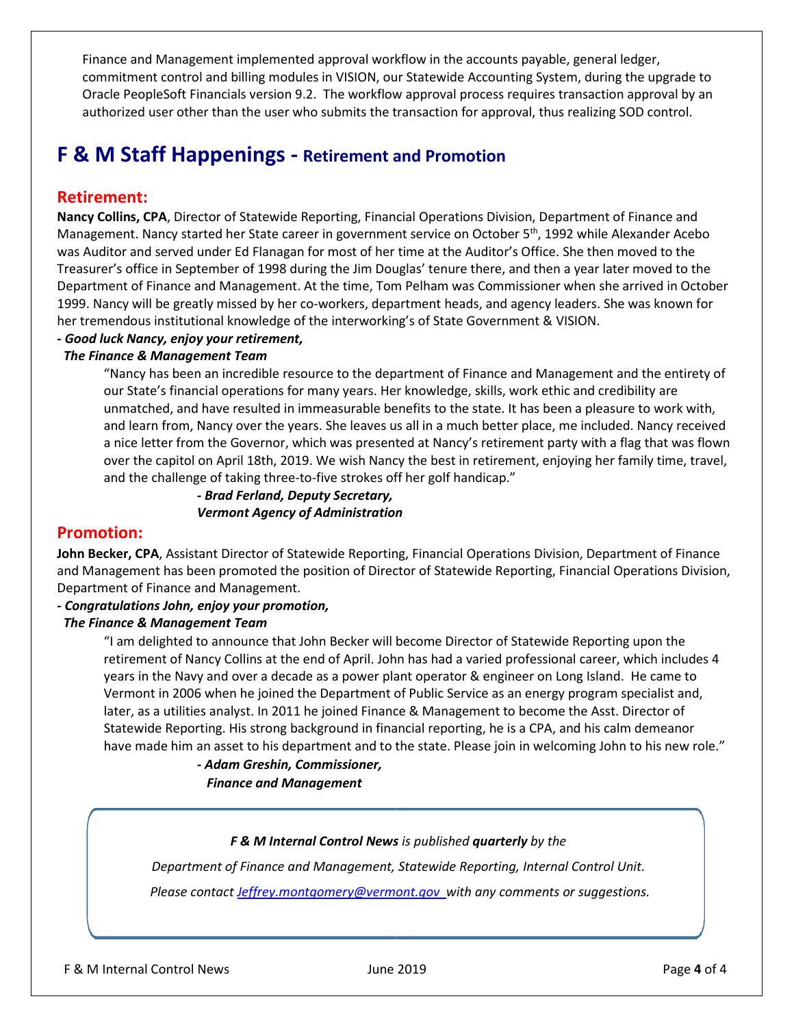Finance and Management implemented approval workflow in the accounts payable, general ledger, commitment control and billing modules in VISION, our Statewide Accounting System, during the upgrade to Oracle PeopleSoft Financials version 9.2. The workflow approval process requires transaction approval by an authorized user other than the user who submits the transaction for approval, thus realizing SOD control.

# F & M Staff Happenings - Retirement and Promotion

## Retirement:

**Nancy Collins, CPA**, Director of Statewide Reporting, Financial Operations Division, Department of Finance and Management. Nancy started her State career in government service on October 5th, 1992 while Alexander Acebo was Auditor and served under Ed Flanagan for most of her time at the Auditor's Office. She then moved to the Treasurer's office in September of 1998 during the Jim Douglas' tenure there, and then a year later moved to the Department of Finance and Management. At the time, Tom Pelham was Commissioner when she arrived in October 1999. Nancy will be greatly missed by her co-workers, department heads, and agency leaders. She was known for her tremendous institutional knowledge of the interworking's of State Government & VISION.

***- Good luck Nancy, enjoy your retirement,***
***The Finance & Management Team***

> "Nancy has been an incredible resource to the department of Finance and Management and the entirety of our State's financial operations for many years. Her knowledge, skills, work ethic and credibility are unmatched, and have resulted in immeasurable benefits to the state. It has been a pleasure to work with, and learn from, Nancy over the years. She leaves us all in a much better place, me included. Nancy received a nice letter from the Governor, which was presented at Nancy's retirement party with a flag that was flown over the capitol on April 18th, 2019. We wish Nancy the best in retirement, enjoying her family time, travel, and the challenge of taking three-to-five strokes off her golf handicap."
>
> ***- Brad Ferland, Deputy Secretary,***
> ***Vermont Agency of Administration***

## Promotion:

**John Becker, CPA**, Assistant Director of Statewide Reporting, Financial Operations Division, Department of Finance and Management has been promoted the position of Director of Statewide Reporting, Financial Operations Division, Department of Finance and Management.

***- Congratulations John, enjoy your promotion,***
***The Finance & Management Team***

> "I am delighted to announce that John Becker will become Director of Statewide Reporting upon the retirement of Nancy Collins at the end of April. John has had a varied professional career, which includes 4 years in the Navy and over a decade as a power plant operator & engineer on Long Island. He came to Vermont in 2006 when he joined the Department of Public Service as an energy program specialist and, later, as a utilities analyst. In 2011 he joined Finance & Management to become the Asst. Director of Statewide Reporting. His strong background in financial reporting, he is a CPA, and his calm demeanor have made him an asset to his department and to the state. Please join in welcoming John to his new role."
>
> ***- Adam Greshin, Commissioner,***
> ***Finance and Management***

***F & M Internal Control News*** *is published* ***quarterly*** *by the*

*Department of Finance and Management, Statewide Reporting, Internal Control Unit.*

*Please contact [Jeffrey.montgomery@vermont.gov](mailto:Jeffrey.montgomery@vermont.gov) with any comments or suggestions.*